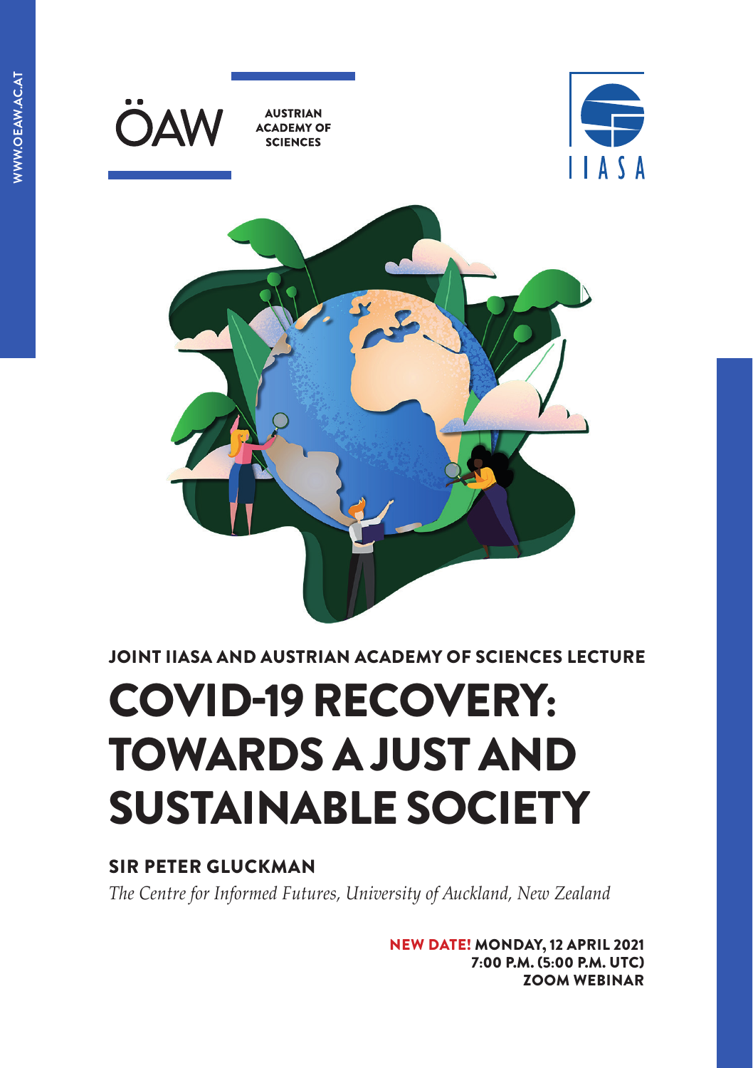WWW.OEAW.AC.AT

ÖAW AUSTRIAN ACADEMY OF SCIENCES

IIASA

JOINT IIASA AND AUSTRIAN ACADEMY OF SCIENCES LECTURE

# COVID-19 RECOVERY: TOWARDS A JUST AND SUSTAINABLE SOCIETY

## SIR PETER GLUCKMAN

*The Centre for Informed Futures, University of Auckland, New Zealand*

**NEW DATE! MONDAY, 12 APRIL 2021**
**7:00 P.M. (5:00 P.M. UTC)**
**ZOOM WEBINAR**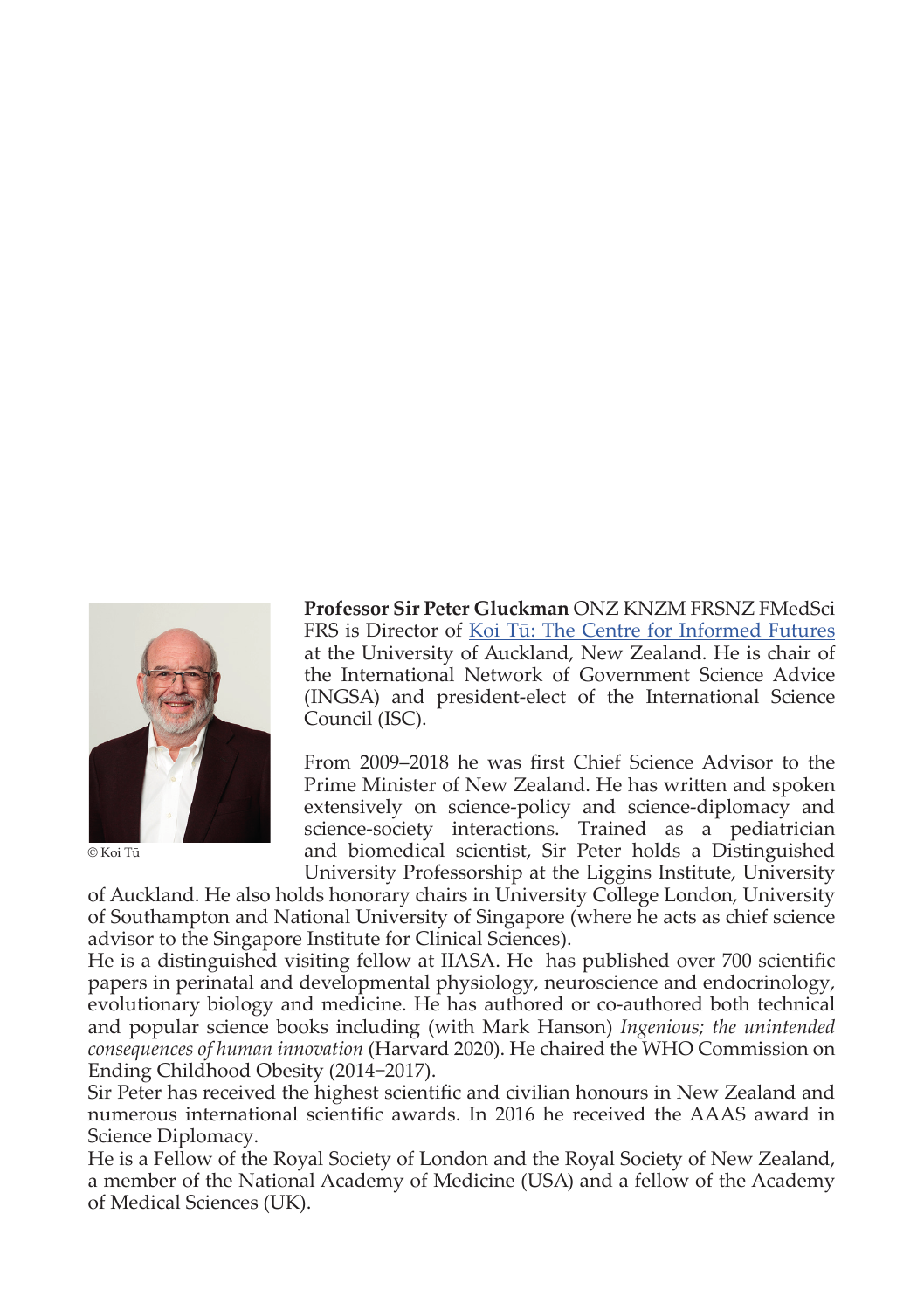© Koi Tū

**Professor Sir Peter Gluckman** ONZ KNZM FRSNZ FMedSci FRS is Director of [Koi Tū: The Centre for Informed Futures]() at the University of Auckland, New Zealand. He is chair of the International Network of Government Science Advice (INGSA) and president-elect of the International Science Council (ISC).

From 2009–2018 he was first Chief Science Advisor to the Prime Minister of New Zealand. He has written and spoken extensively on science-policy and science-diplomacy and science-society interactions. Trained as a pediatrician and biomedical scientist, Sir Peter holds a Distinguished University Professorship at the Liggins Institute, University of Auckland. He also holds honorary chairs in University College London, University of Southampton and National University of Singapore (where he acts as chief science advisor to the Singapore Institute for Clinical Sciences).

He is a distinguished visiting fellow at IIASA. He has published over 700 scientific papers in perinatal and developmental physiology, neuroscience and endocrinology, evolutionary biology and medicine. He has authored or co-authored both technical and popular science books including (with Mark Hanson) *Ingenious; the unintended consequences of human innovation* (Harvard 2020). He chaired the WHO Commission on Ending Childhood Obesity (2014–2017).

Sir Peter has received the highest scientific and civilian honours in New Zealand and numerous international scientific awards. In 2016 he received the AAAS award in Science Diplomacy.

He is a Fellow of the Royal Society of London and the Royal Society of New Zealand, a member of the National Academy of Medicine (USA) and a fellow of the Academy of Medical Sciences (UK).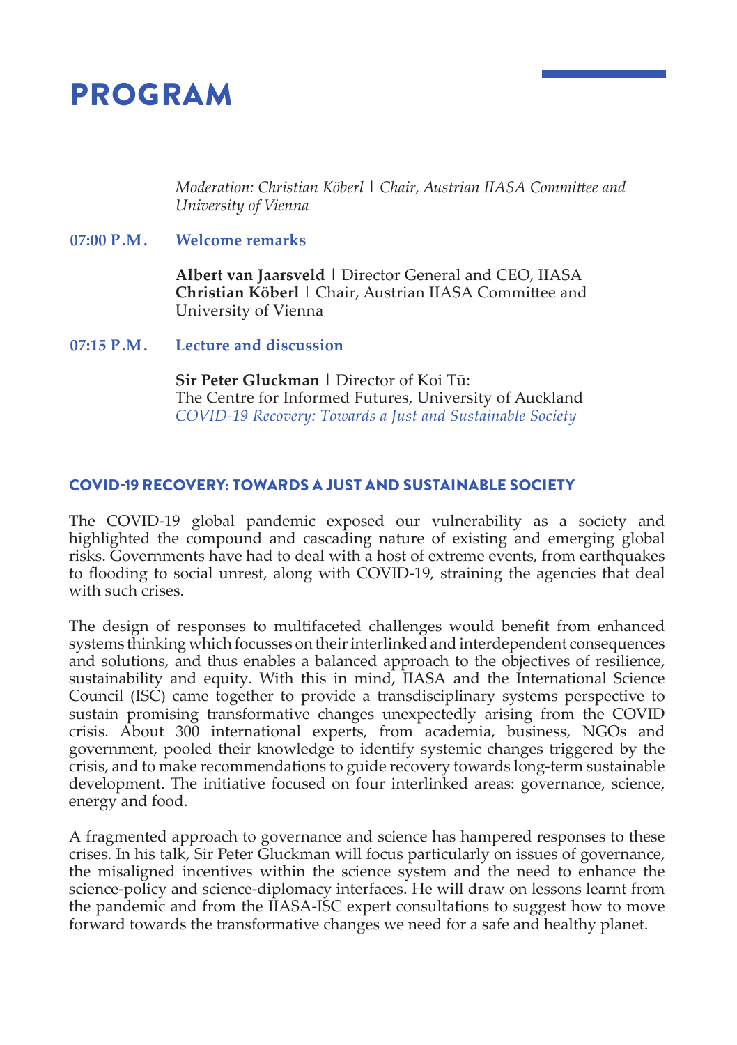# PROGRAM

*Moderation: Christian Köberl | Chair, Austrian IIASA Committee and University of Vienna*

**07:00 P.M.** **Welcome remarks**

**Albert van Jaarsveld** | Director General and CEO, IIASA
**Christian Köberl** | Chair, Austrian IIASA Committee and University of Vienna

**07:15 P.M.** **Lecture and discussion**

**Sir Peter Gluckman** | Director of Koi Tū: The Centre for Informed Futures, University of Auckland
*COVID-19 Recovery: Towards a Just and Sustainable Society*

## COVID-19 RECOVERY: TOWARDS A JUST AND SUSTAINABLE SOCIETY

The COVID-19 global pandemic exposed our vulnerability as a society and highlighted the compound and cascading nature of existing and emerging global risks. Governments have had to deal with a host of extreme events, from earthquakes to flooding to social unrest, along with COVID-19, straining the agencies that deal with such crises.

The design of responses to multifaceted challenges would benefit from enhanced systems thinking which focusses on their interlinked and interdependent consequences and solutions, and thus enables a balanced approach to the objectives of resilience, sustainability and equity. With this in mind, IIASA and the International Science Council (ISC) came together to provide a transdisciplinary systems perspective to sustain promising transformative changes unexpectedly arising from the COVID crisis. About 300 international experts, from academia, business, NGOs and government, pooled their knowledge to identify systemic changes triggered by the crisis, and to make recommendations to guide recovery towards long-term sustainable development. The initiative focused on four interlinked areas: governance, science, energy and food.

A fragmented approach to governance and science has hampered responses to these crises. In his talk, Sir Peter Gluckman will focus particularly on issues of governance, the misaligned incentives within the science system and the need to enhance the science-policy and science-diplomacy interfaces. He will draw on lessons learnt from the pandemic and from the IIASA-ISC expert consultations to suggest how to move forward towards the transformative changes we need for a safe and healthy planet.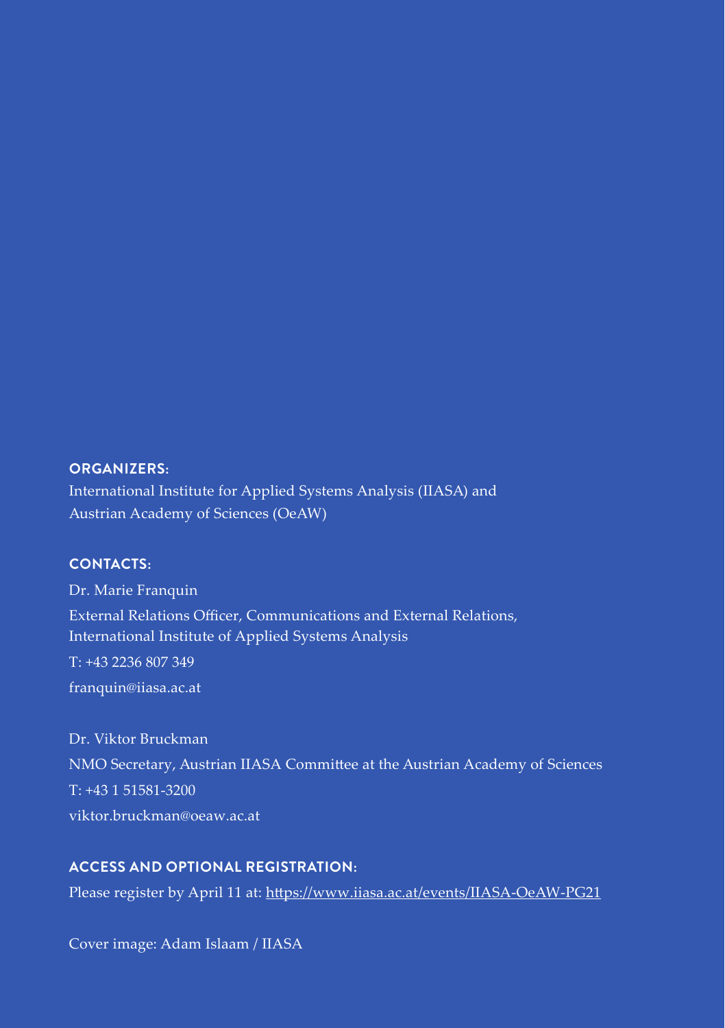**ORGANIZERS:**

International Institute for Applied Systems Analysis (IIASA) and
Austrian Academy of Sciences (OeAW)

**CONTACTS:**

Dr. Marie Franquin

External Relations Officer, Communications and External Relations,
International Institute of Applied Systems Analysis

T: +43 2236 807 349

franquin@iiasa.ac.at

Dr. Viktor Bruckman

NMO Secretary, Austrian IIASA Committee at the Austrian Academy of Sciences

T: +43 1 51581-3200

viktor.bruckman@oeaw.ac.at

**ACCESS AND OPTIONAL REGISTRATION:**

Please register by April 11 at: https://www.iiasa.ac.at/events/IIASA-OeAW-PG21

Cover image: Adam Islaam / IIASA